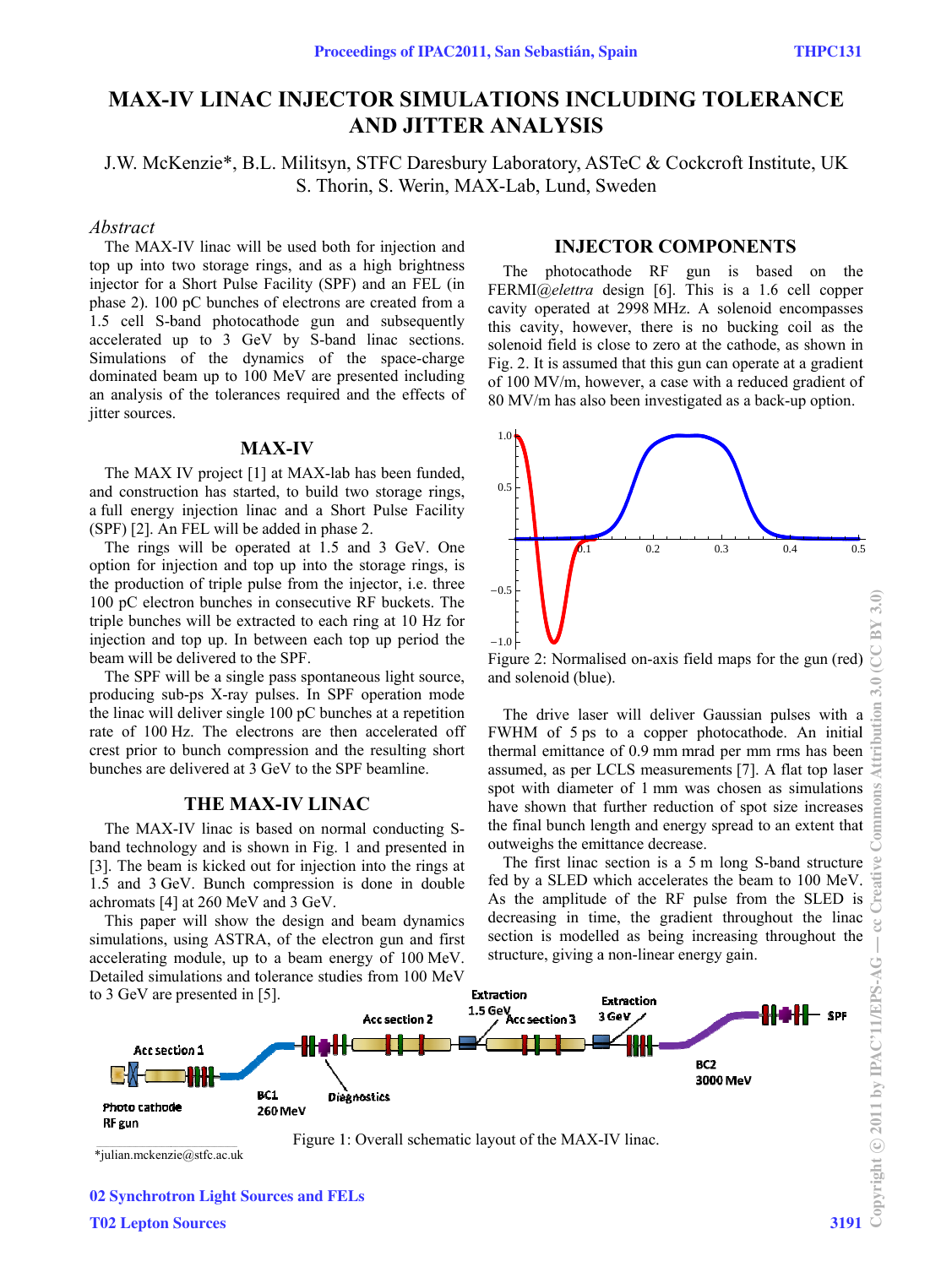# MAX-IV LINAC INJECTOR SIMULATIONS INCLUDING TOLERANCE AND JITTER ANALYSIS

J.W. McKenzie*, B.L. Militsyn, STFC Daresbury Laboratory, ASTeC & Cockcroft Institute, UK
S. Thorin, S. Werin, MAX-Lab, Lund, Sweden

## Abstract

The MAX-IV linac will be used both for injection and top up into two storage rings, and as a high brightness injector for a Short Pulse Facility (SPF) and an FEL (in phase 2). 100 pC bunches of electrons are created from a 1.5 cell S-band photocathode gun and subsequently accelerated up to 3 GeV by S-band linac sections. Simulations of the dynamics of the space-charge dominated beam up to 100 MeV are presented including an analysis of the tolerances required and the effects of jitter sources.

## MAX-IV

The MAX IV project [1] at MAX-lab has been funded, and construction has started, to build two storage rings, a full energy injection linac and a Short Pulse Facility (SPF) [2]. An FEL will be added in phase 2.

The rings will be operated at 1.5 and 3 GeV. One option for injection and top up into the storage rings, is the production of triple pulse from the injector, i.e. three 100 pC electron bunches in consecutive RF buckets. The triple bunches will be extracted to each ring at 10 Hz for injection and top up. In between each top up period the beam will be delivered to the SPF.

The SPF will be a single pass spontaneous light source, producing sub-ps X-ray pulses. In SPF operation mode the linac will deliver single 100 pC bunches at a repetition rate of 100 Hz. The electrons are then accelerated off crest prior to bunch compression and the resulting short bunches are delivered at 3 GeV to the SPF beamline.

## THE MAX-IV LINAC

The MAX-IV linac is based on normal conducting S-band technology and is shown in Fig. 1 and presented in [3]. The beam is kicked out for injection into the rings at 1.5 and 3 GeV. Bunch compression is done in double achromats [4] at 260 MeV and 3 GeV.

This paper will show the design and beam dynamics simulations, using ASTRA, of the electron gun and first accelerating module, up to a beam energy of 100 MeV. Detailed simulations and tolerance studies from 100 MeV to 3 GeV are presented in [5].

## INJECTOR COMPONENTS

The photocathode RF gun is based on the FERMI@*elettra* design [6]. This is a 1.6 cell copper cavity operated at 2998 MHz. A solenoid encompasses this cavity, however, there is no bucking coil as the solenoid field is close to zero at the cathode, as shown in Fig. 2. It is assumed that this gun can operate at a gradient of 100 MV/m, however, a case with a reduced gradient of 80 MV/m has also been investigated as a back-up option.

Figure 2: Normalised on-axis field maps for the gun (red) and solenoid (blue).

The drive laser will deliver Gaussian pulses with a FWHM of 5 ps to a copper photocathode. An initial thermal emittance of 0.9 mm mrad per mm rms has been assumed, as per LCLS measurements [7]. A flat top laser spot with diameter of 1 mm was chosen as simulations have shown that further reduction of spot size increases the final bunch length and energy spread to an extent that outweighs the emittance decrease.

The first linac section is a 5 m long S-band structure fed by a SLED which accelerates the beam to 100 MeV. As the amplitude of the RF pulse from the SLED is decreasing in time, the gradient throughout the linac section is modelled as being increasing throughout the structure, giving a non-linear energy gain.

Figure 1: Overall schematic layout of the MAX-IV linac.

*julian.mckenzie@stfc.ac.uk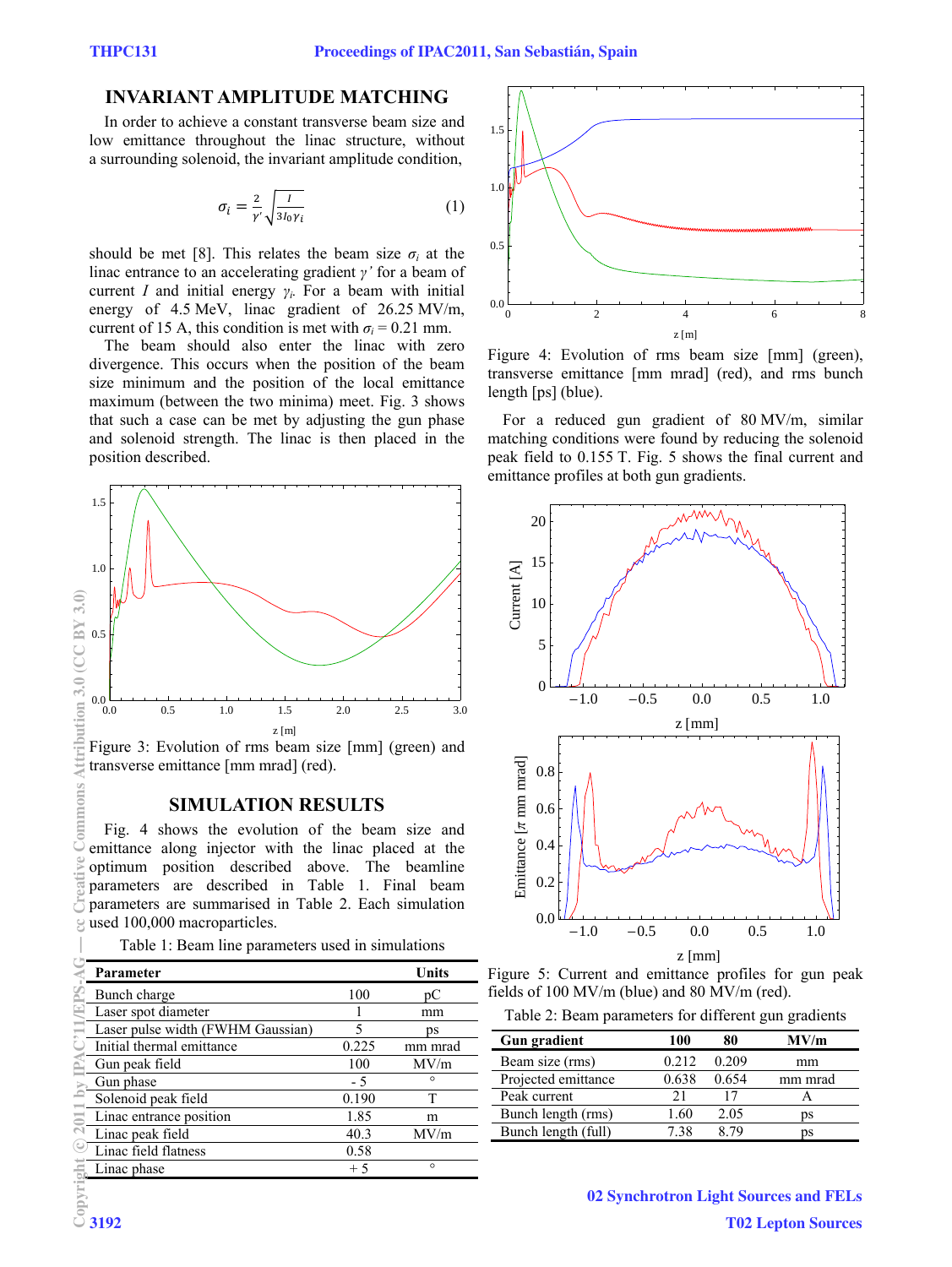## INVARIANT AMPLITUDE MATCHING

In order to achieve a constant transverse beam size and low emittance throughout the linac structure, without a surrounding solenoid, the invariant amplitude condition,

$$\sigma_i = \frac{2}{\gamma'}\sqrt{\frac{I}{3I_0\gamma_i}} \quad (1)$$

should be met [8]. This relates the beam size $\sigma_i$ at the linac entrance to an accelerating gradient $\gamma'$ for a beam of current $I$ and initial energy $\gamma_i$. For a beam with initial energy of 4.5 MeV, linac gradient of 26.25 MV/m, current of 15 A, this condition is met with $\sigma_i$ = 0.21 mm.

The beam should also enter the linac with zero divergence. This occurs when the position of the beam size minimum and the position of the local emittance maximum (between the two minima) meet. Fig. 3 shows that such a case can be met by adjusting the gun phase and solenoid strength. The linac is then placed in the position described.

Figure 3: Evolution of rms beam size [mm] (green) and transverse emittance [mm mrad] (red).

## SIMULATION RESULTS

Fig. 4 shows the evolution of the beam size and emittance along injector with the linac placed at the optimum position described above. The beamline parameters are described in Table 1. Final beam parameters are summarised in Table 2. Each simulation used 100,000 macroparticles.

Table 1: Beam line parameters used in simulations

| Parameter | | Units |
|---|---|---|
| Bunch charge | 100 | pC |
| Laser spot diameter | 1 | mm |
| Laser pulse width (FWHM Gaussian) | 5 | ps |
| Initial thermal emittance | 0.225 | mm mrad |
| Gun peak field | 100 | MV/m |
| Gun phase | - 5 | ° |
| Solenoid peak field | 0.190 | T |
| Linac entrance position | 1.85 | m |
| Linac peak field | 40.3 | MV/m |
| Linac field flatness | 0.58 | |
| Linac phase | + 5 | ° |

Figure 4: Evolution of rms beam size [mm] (green), transverse emittance [mm mrad] (red), and rms bunch length [ps] (blue).

For a reduced gun gradient of 80 MV/m, similar matching conditions were found by reducing the solenoid peak field to 0.155 T. Fig. 5 shows the final current and emittance profiles at both gun gradients.

Figure 5: Current and emittance profiles for gun peak fields of 100 MV/m (blue) and 80 MV/m (red).

Table 2: Beam parameters for different gun gradients

| Gun gradient | 100 | 80 | MV/m |
|---|---|---|---|
| Beam size (rms) | 0.212 | 0.209 | mm |
| Projected emittance | 0.638 | 0.654 | mm mrad |
| Peak current | 21 | 17 | A |
| Bunch length (rms) | 1.60 | 2.05 | ps |
| Bunch length (full) | 7.38 | 8.79 | ps |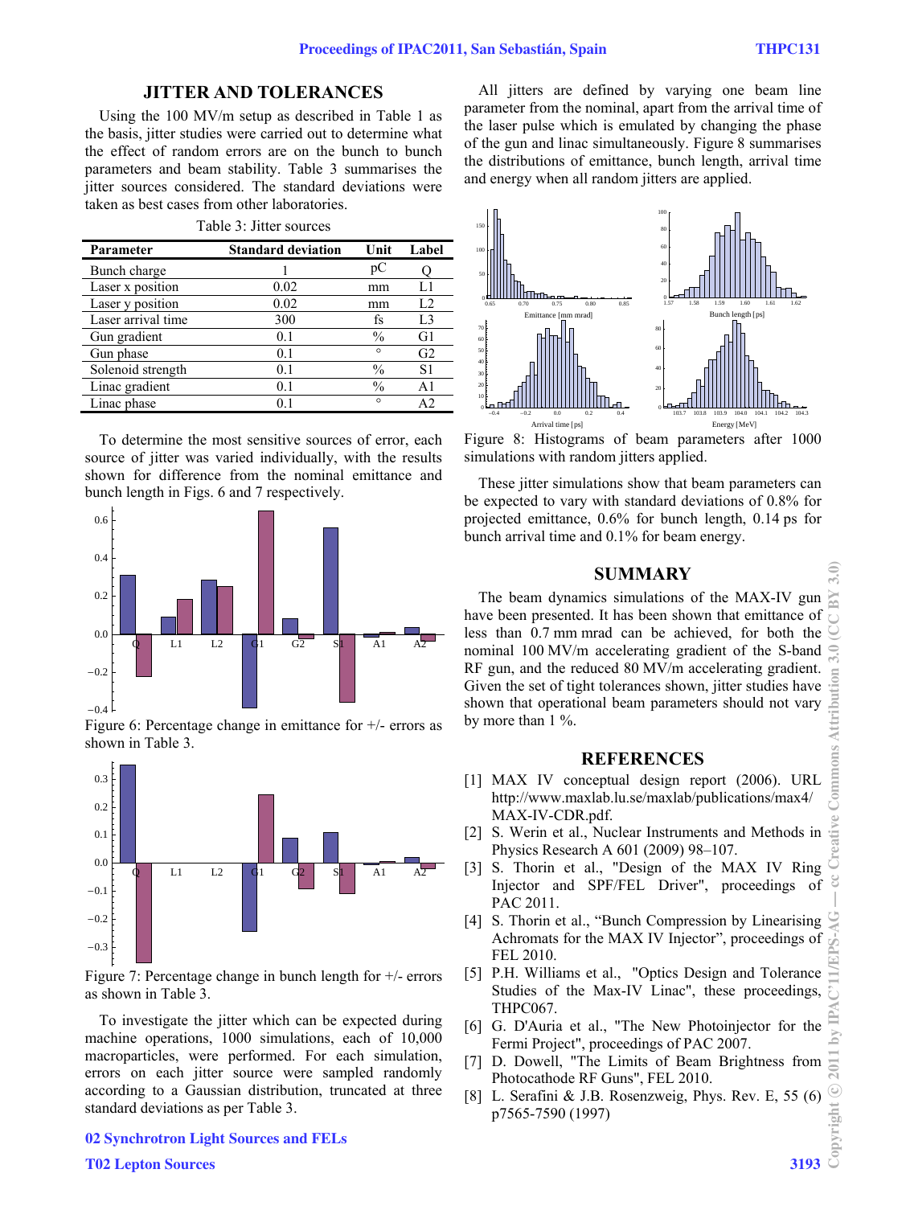## JITTER AND TOLERANCES

Using the 100 MV/m setup as described in Table 1 as the basis, jitter studies were carried out to determine what the effect of random errors are on the bunch to bunch parameters and beam stability. Table 3 summarises the jitter sources considered. The standard deviations were taken as best cases from other laboratories.

Table 3: Jitter sources

| Parameter | Standard deviation | Unit | Label |
|---|---|---|---|
| Bunch charge | 1 | pC | Q |
| Laser x position | 0.02 | mm | L1 |
| Laser y position | 0.02 | mm | L2 |
| Laser arrival time | 300 | fs | L3 |
| Gun gradient | 0.1 | % | G1 |
| Gun phase | 0.1 | ° | G2 |
| Solenoid strength | 0.1 | % | S1 |
| Linac gradient | 0.1 | % | A1 |
| Linac phase | 0.1 | ° | A2 |

To determine the most sensitive sources of error, each source of jitter was varied individually, with the results shown for difference from the nominal emittance and bunch length in Figs. 6 and 7 respectively.

0.6
0.4
0.2
0.0
−0.2
−0.4
Q L1 L2 G1 G2 S1 A1 A2

Figure 6: Percentage change in emittance for +/- errors as shown in Table 3.

0.3
0.2
0.1
0.0
−0.1
−0.2
−0.3
Q L1 L2 G1 G2 S1 A1 A2

Figure 7: Percentage change in bunch length for +/- errors as shown in Table 3.

To investigate the jitter which can be expected during machine operations, 1000 simulations, each of 10,000 macroparticles, were performed. For each simulation, errors on each jitter source were sampled randomly according to a Gaussian distribution, truncated at three standard deviations as per Table 3.

All jitters are defined by varying one beam line parameter from the nominal, apart from the arrival time of the laser pulse which is emulated by changing the phase of the gun and linac simultaneously. Figure 8 summarises the distributions of emittance, bunch length, arrival time and energy when all random jitters are applied.

Emittance [mm mrad]
Bunch length [ps]
Arrival time [ps]
Energy [MeV]

Figure 8: Histograms of beam parameters after 1000 simulations with random jitters applied.

These jitter simulations show that beam parameters can be expected to vary with standard deviations of 0.8% for projected emittance, 0.6% for bunch length, 0.14 ps for bunch arrival time and 0.1% for beam energy.

## SUMMARY

The beam dynamics simulations of the MAX-IV gun have been presented. It has been shown that emittance of less than 0.7 mm mrad can be achieved, for both the nominal 100 MV/m accelerating gradient of the S-band RF gun, and the reduced 80 MV/m accelerating gradient. Given the set of tight tolerances shown, jitter studies have shown that operational beam parameters should not vary by more than 1 %.

## REFERENCES

[1] MAX IV conceptual design report (2006). URL http://www.maxlab.lu.se/maxlab/publications/max4/MAX-IV-CDR.pdf.

[2] S. Werin et al., Nuclear Instruments and Methods in Physics Research A 601 (2009) 98–107.

[3] S. Thorin et al., "Design of the MAX IV Ring Injector and SPF/FEL Driver", proceedings of PAC 2011.

[4] S. Thorin et al., "Bunch Compression by Linearising Achromats for the MAX IV Injector", proceedings of FEL 2010.

[5] P.H. Williams et al., "Optics Design and Tolerance Studies of the Max-IV Linac", these proceedings, THPC067.

[6] G. D'Auria et al., "The New Photoinjector for the Fermi Project", proceedings of PAC 2007.

[7] D. Dowell, "The Limits of Beam Brightness from Photocathode RF Guns", FEL 2010.

[8] L. Serafini & J.B. Rosenzweig, Phys. Rev. E, 55 (6) p7565-7590 (1997)